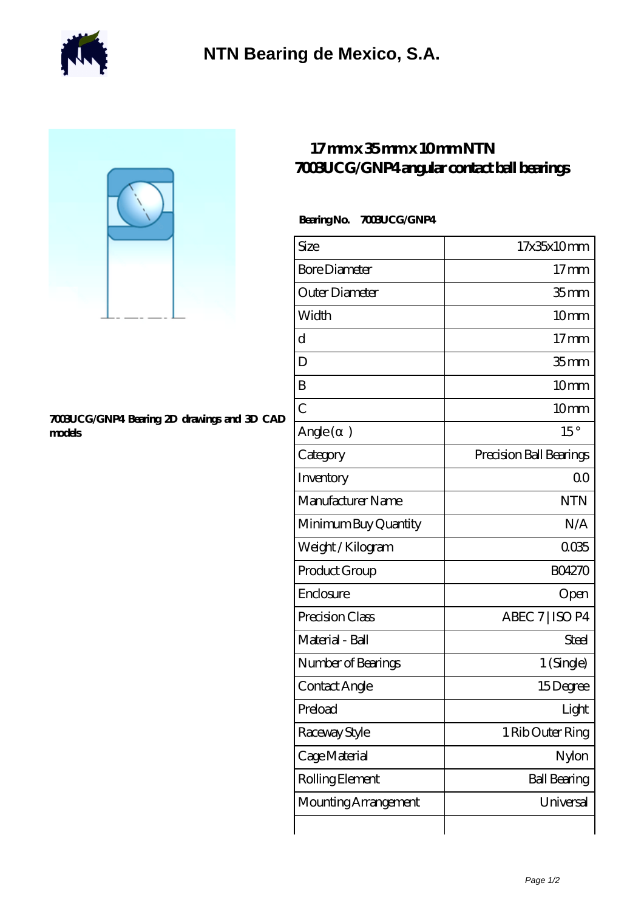# NTN Bearing de Mexico, S.A.

## 17 mm x 35 mm x 10 mm NTN 7003UCG/GNP4 angular contact ball bearings

**7003UCG/GNP4 Bearing 2D drawings and 3D CAD models**

**Bearing No. 7003UCG/GNP4**

| Size | 17x35x10 mm |
|---|---|
| Bore Diameter | 17 mm |
| Outer Diameter | 35 mm |
| Width | 10 mm |
| d | 17 mm |
| D | 35 mm |
| B | 10 mm |
| C | 10 mm |
| Angle (α) | 15 ° |
| Category | Precision Ball Bearings |
| Inventory | 0.0 |
| Manufacturer Name | NTN |
| Minimum Buy Quantity | N/A |
| Weight / Kilogram | 0.035 |
| Product Group | B04270 |
| Enclosure | Open |
| Precision Class | ABEC 7 \| ISO P4 |
| Material - Ball | Steel |
| Number of Bearings | 1 (Single) |
| Contact Angle | 15 Degree |
| Preload | Light |
| Raceway Style | 1 Rib Outer Ring |
| Cage Material | Nylon |
| Rolling Element | Ball Bearing |
| Mounting Arrangement | Universal |
| | |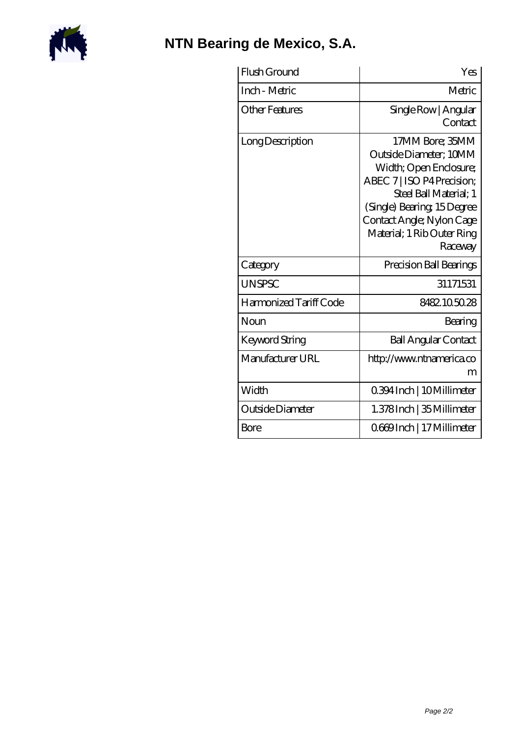# NTN Bearing de Mexico, S.A.

| | |
|---|---|
| Flush Ground | Yes |
| Inch - Metric | Metric |
| Other Features | Single Row \| Angular Contact |
| Long Description | 17MM Bore; 35MM Outside Diameter; 10MM Width; Open Enclosure; ABEC 7 \| ISO P4 Precision; Steel Ball Material; 1 (Single) Bearing; 15 Degree Contact Angle; Nylon Cage Material; 1 Rib Outer Ring Raceway |
| Category | Precision Ball Bearings |
| UNSPSC | 31171531 |
| Harmonized Tariff Code | 8482.10.50.28 |
| Noun | Bearing |
| Keyword String | Ball Angular Contact |
| Manufacturer URL | http://www.ntnamerica.com |
| Width | 0.394 Inch \| 10 Millimeter |
| Outside Diameter | 1.378 Inch \| 35 Millimeter |
| Bore | 0.669 Inch \| 17 Millimeter |